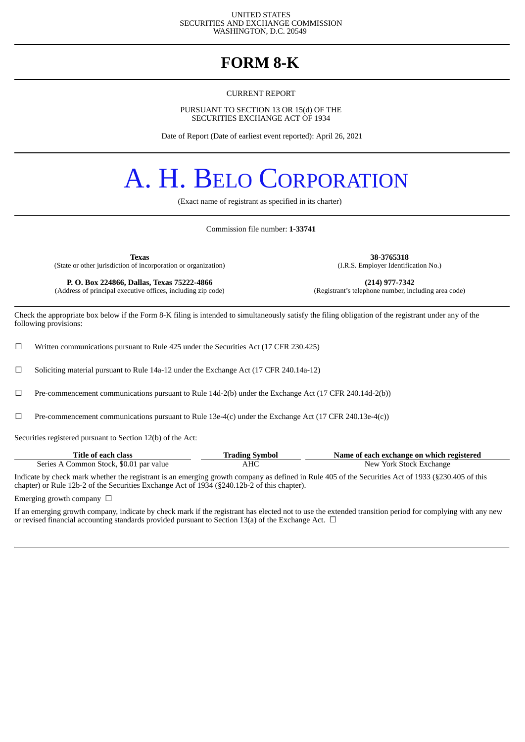UNITED STATES
SECURITIES AND EXCHANGE COMMISSION
WASHINGTON, D.C. 20549

# FORM 8-K

CURRENT REPORT

PURSUANT TO SECTION 13 OR 15(d) OF THE
SECURITIES EXCHANGE ACT OF 1934

Date of Report (Date of earliest event reported): April 26, 2021

# A. H. BELO CORPORATION

(Exact name of registrant as specified in its charter)

Commission file number: **1-33741**

| **Texas** | **38-3765318** |
|---|---|
| (State or other jurisdiction of incorporation or organization) | (I.R.S. Employer Identification No.) |
| **P. O. Box 224866, Dallas, Texas 75222-4866** | **(214) 977-7342** |
| (Address of principal executive offices, including zip code) | (Registrant's telephone number, including area code) |

Check the appropriate box below if the Form 8-K filing is intended to simultaneously satisfy the filing obligation of the registrant under any of the following provisions:

☐ Written communications pursuant to Rule 425 under the Securities Act (17 CFR 230.425)

☐ Soliciting material pursuant to Rule 14a-12 under the Exchange Act (17 CFR 240.14a-12)

☐ Pre-commencement communications pursuant to Rule 14d-2(b) under the Exchange Act (17 CFR 240.14d-2(b))

☐ Pre-commencement communications pursuant to Rule 13e-4(c) under the Exchange Act (17 CFR 240.13e-4(c))

Securities registered pursuant to Section 12(b) of the Act:

| Title of each class | Trading Symbol | Name of each exchange on which registered |
|---|---|---|
| Series A Common Stock, $0.01 par value | AHC | New York Stock Exchange |

Indicate by check mark whether the registrant is an emerging growth company as defined in Rule 405 of the Securities Act of 1933 (§230.405 of this chapter) or Rule 12b-2 of the Securities Exchange Act of 1934 (§240.12b-2 of this chapter).

Emerging growth company ☐

If an emerging growth company, indicate by check mark if the registrant has elected not to use the extended transition period for complying with any new or revised financial accounting standards provided pursuant to Section 13(a) of the Exchange Act. ☐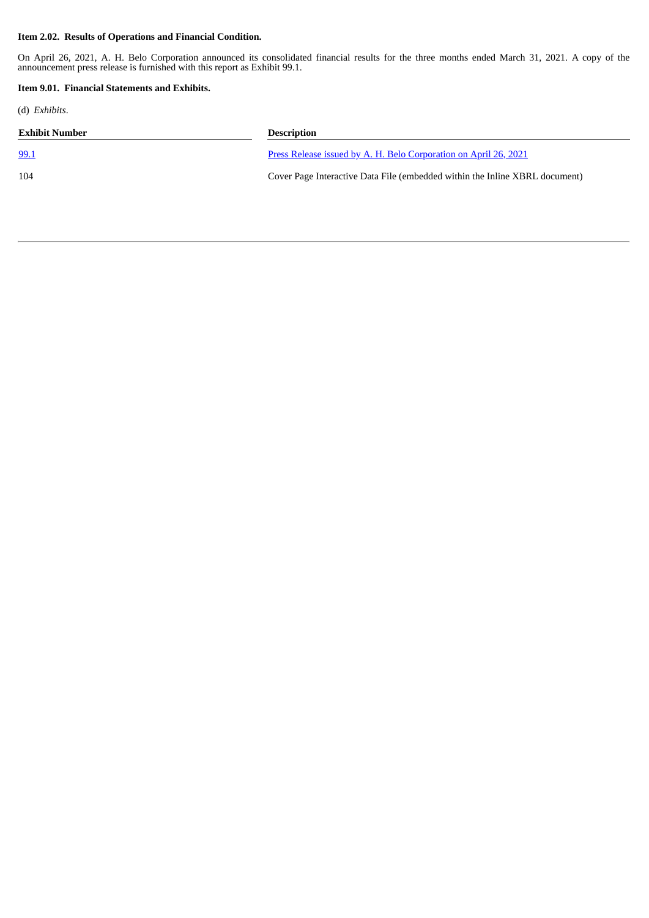**Item 2.02. Results of Operations and Financial Condition.**

On April 26, 2021, A. H. Belo Corporation announced its consolidated financial results for the three months ended March 31, 2021. A copy of the announcement press release is furnished with this report as Exhibit 99.1.

**Item 9.01. Financial Statements and Exhibits.**

(d) *Exhibits*.

| Exhibit Number | Description |
|---|---|
| 99.1 | Press Release issued by A. H. Belo Corporation on April 26, 2021 |
| 104 | Cover Page Interactive Data File (embedded within the Inline XBRL document) |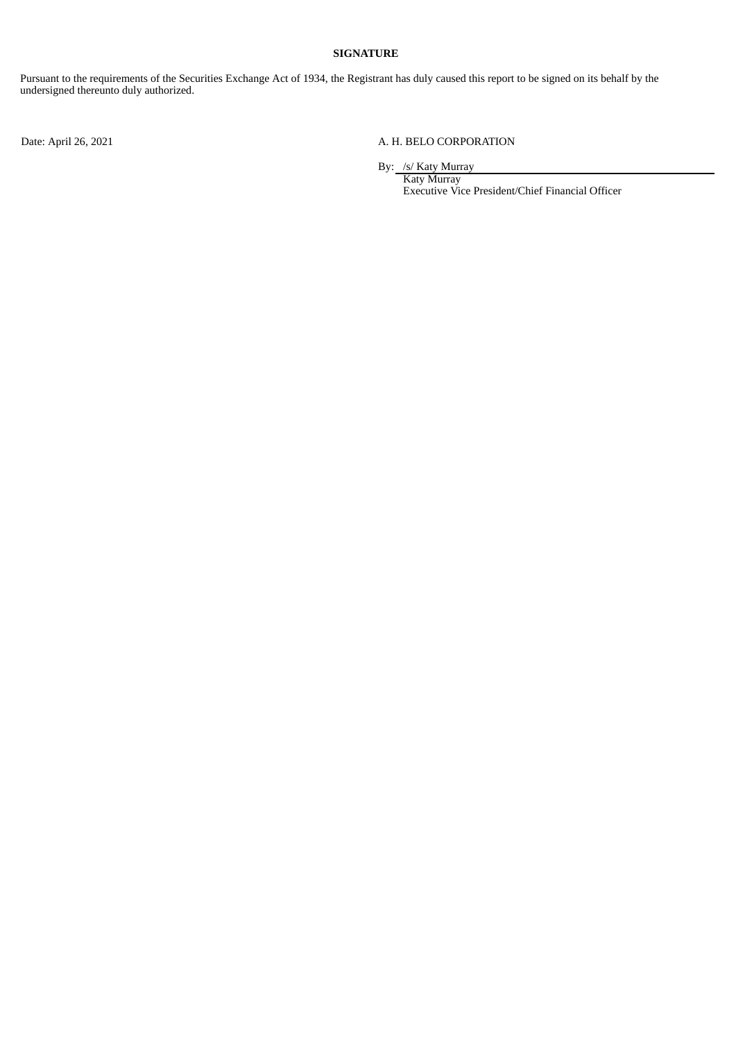**SIGNATURE**

Pursuant to the requirements of the Securities Exchange Act of 1934, the Registrant has duly caused this report to be signed on its behalf by the undersigned thereunto duly authorized.

Date: April 26, 2021

A. H. BELO CORPORATION

By: /s/ Katy Murray
Katy Murray
Executive Vice President/Chief Financial Officer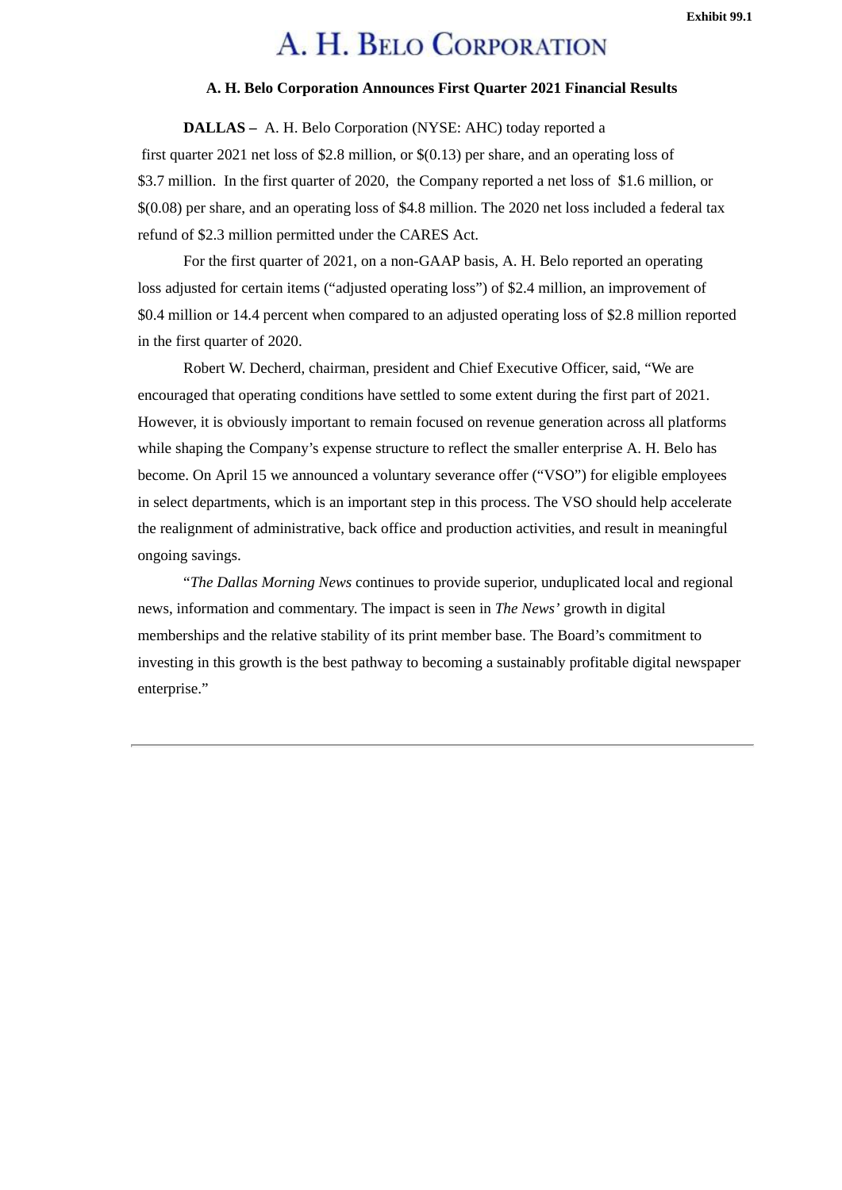Exhibit 99.1

# A. H. BELO CORPORATION

**A. H. Belo Corporation Announces First Quarter 2021 Financial Results**

**DALLAS –** A. H. Belo Corporation (NYSE: AHC) today reported a first quarter 2021 net loss of $2.8 million, or $(0.13) per share, and an operating loss of $3.7 million. In the first quarter of 2020, the Company reported a net loss of $1.6 million, or $(0.08) per share, and an operating loss of $4.8 million. The 2020 net loss included a federal tax refund of $2.3 million permitted under the CARES Act.

For the first quarter of 2021, on a non-GAAP basis, A. H. Belo reported an operating loss adjusted for certain items ("adjusted operating loss") of $2.4 million, an improvement of $0.4 million or 14.4 percent when compared to an adjusted operating loss of $2.8 million reported in the first quarter of 2020.

Robert W. Decherd, chairman, president and Chief Executive Officer, said, "We are encouraged that operating conditions have settled to some extent during the first part of 2021. However, it is obviously important to remain focused on revenue generation across all platforms while shaping the Company's expense structure to reflect the smaller enterprise A. H. Belo has become. On April 15 we announced a voluntary severance offer ("VSO") for eligible employees in select departments, which is an important step in this process. The VSO should help accelerate the realignment of administrative, back office and production activities, and result in meaningful ongoing savings.

"*The Dallas Morning News* continues to provide superior, unduplicated local and regional news, information and commentary. The impact is seen in *The News'* growth in digital memberships and the relative stability of its print member base. The Board's commitment to investing in this growth is the best pathway to becoming a sustainably profitable digital newspaper enterprise."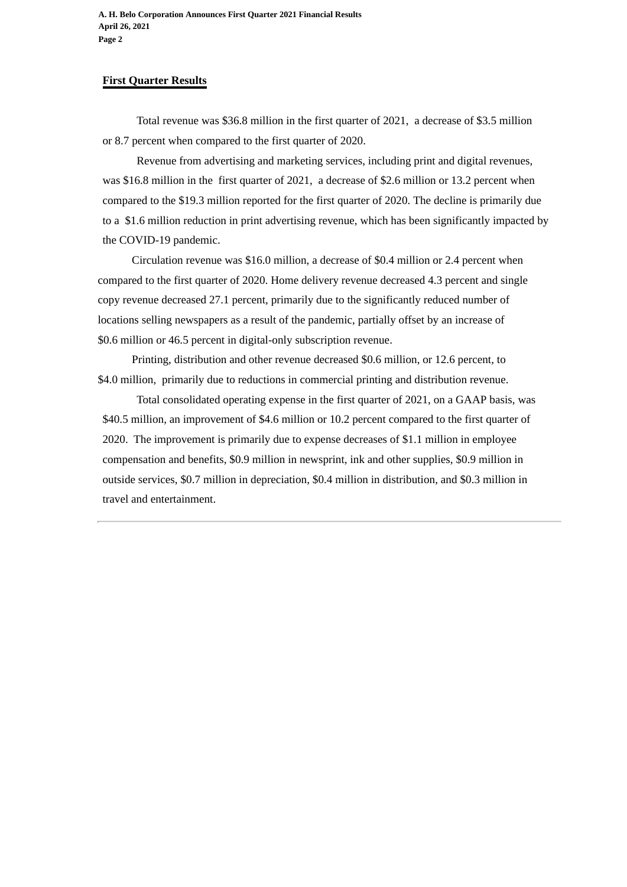## First Quarter Results

Total revenue was $36.8 million in the first quarter of 2021, a decrease of $3.5 million or 8.7 percent when compared to the first quarter of 2020.

Revenue from advertising and marketing services, including print and digital revenues, was $16.8 million in the first quarter of 2021, a decrease of $2.6 million or 13.2 percent when compared to the $19.3 million reported for the first quarter of 2020. The decline is primarily due to a $1.6 million reduction in print advertising revenue, which has been significantly impacted by the COVID-19 pandemic.

Circulation revenue was $16.0 million, a decrease of $0.4 million or 2.4 percent when compared to the first quarter of 2020. Home delivery revenue decreased 4.3 percent and single copy revenue decreased 27.1 percent, primarily due to the significantly reduced number of locations selling newspapers as a result of the pandemic, partially offset by an increase of $0.6 million or 46.5 percent in digital-only subscription revenue.

Printing, distribution and other revenue decreased $0.6 million, or 12.6 percent, to $4.0 million, primarily due to reductions in commercial printing and distribution revenue.

Total consolidated operating expense in the first quarter of 2021, on a GAAP basis, was $40.5 million, an improvement of $4.6 million or 10.2 percent compared to the first quarter of 2020. The improvement is primarily due to expense decreases of $1.1 million in employee compensation and benefits, $0.9 million in newsprint, ink and other supplies, $0.9 million in outside services, $0.7 million in depreciation, $0.4 million in distribution, and $0.3 million in travel and entertainment.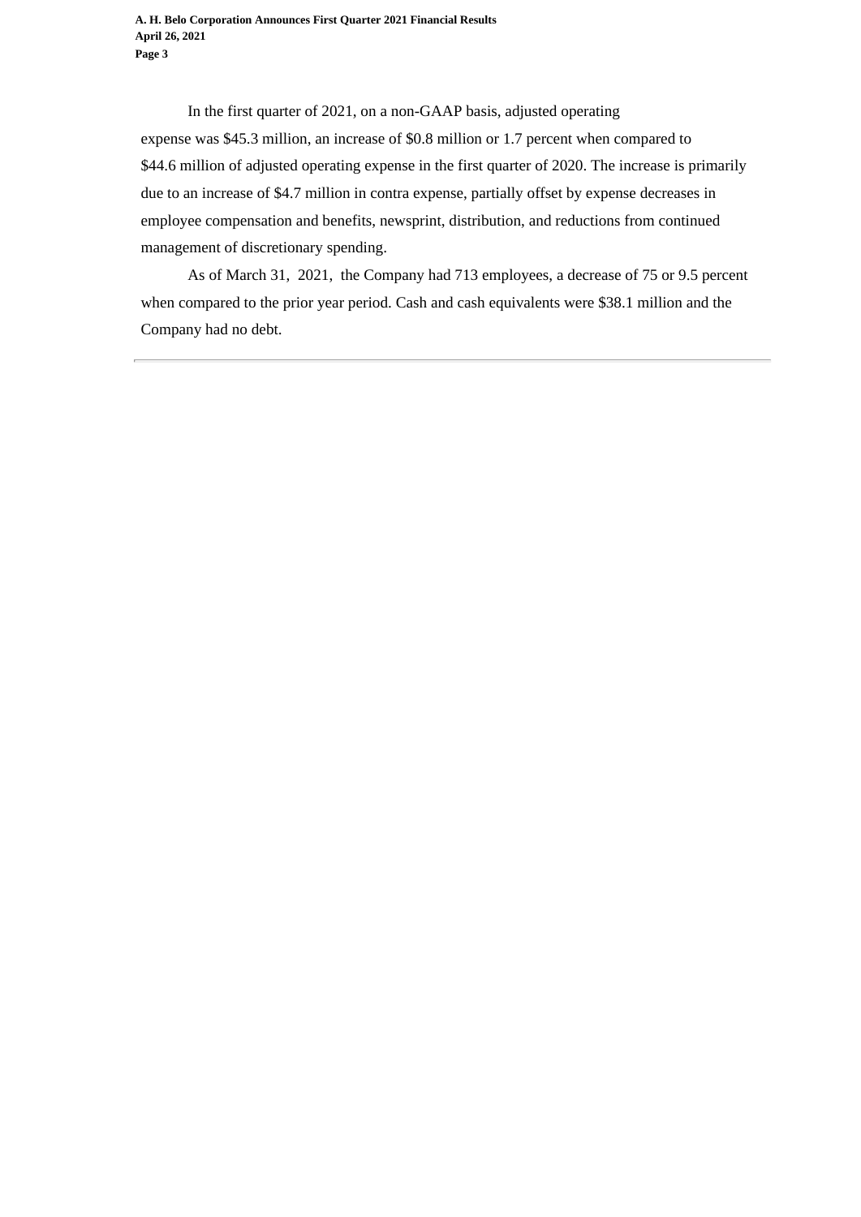In the first quarter of 2021, on a non-GAAP basis, adjusted operating expense was $45.3 million, an increase of $0.8 million or 1.7 percent when compared to $44.6 million of adjusted operating expense in the first quarter of 2020. The increase is primarily due to an increase of $4.7 million in contra expense, partially offset by expense decreases in employee compensation and benefits, newsprint, distribution, and reductions from continued management of discretionary spending.

As of March 31, 2021, the Company had 713 employees, a decrease of 75 or 9.5 percent when compared to the prior year period. Cash and cash equivalents were $38.1 million and the Company had no debt.

---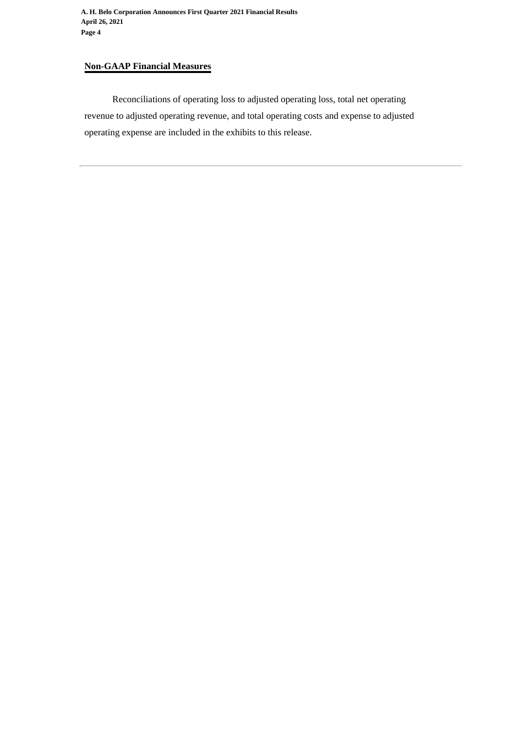## Non-GAAP Financial Measures

Reconciliations of operating loss to adjusted operating loss, total net operating revenue to adjusted operating revenue, and total operating costs and expense to adjusted operating expense are included in the exhibits to this release.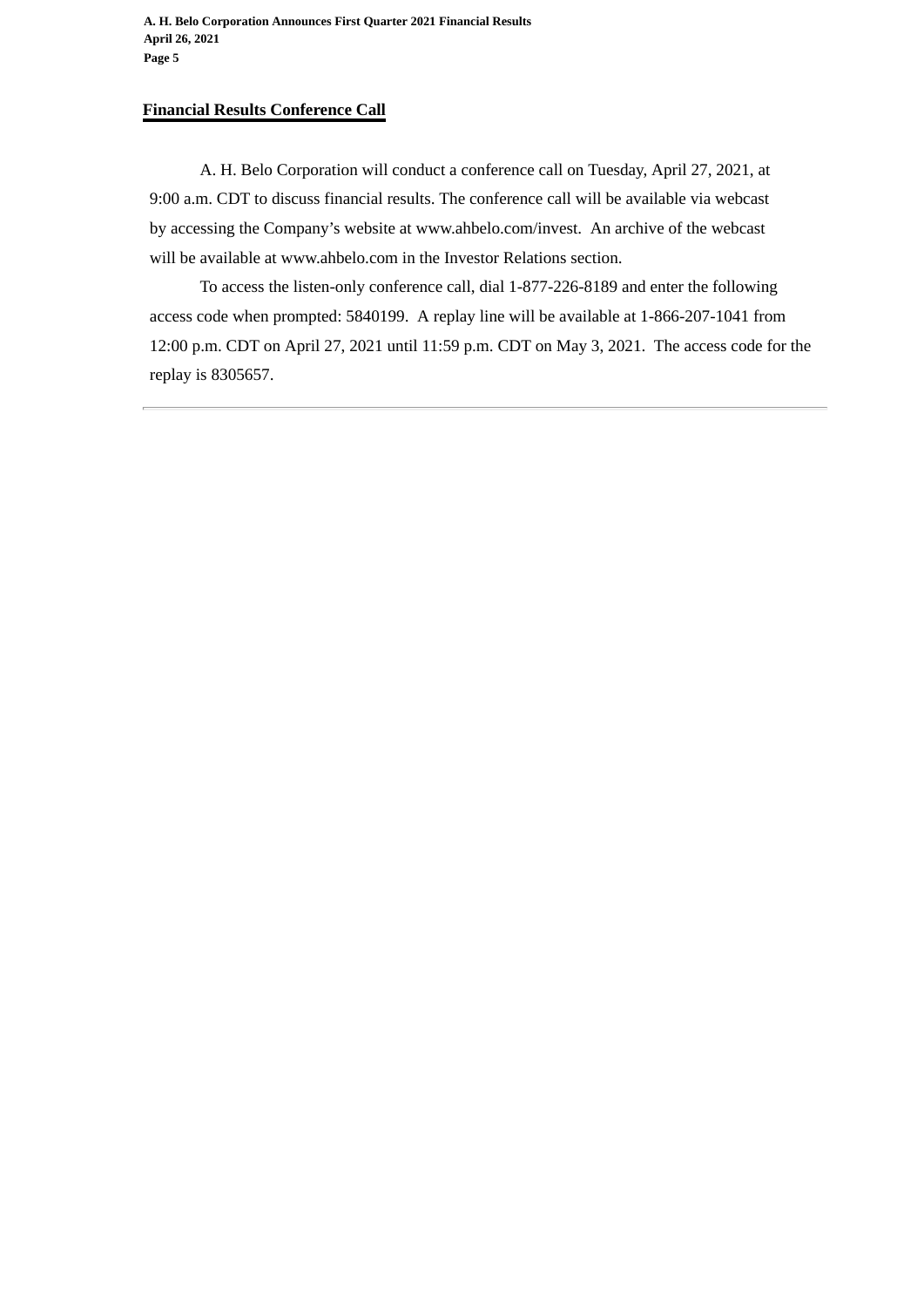## Financial Results Conference Call

A. H. Belo Corporation will conduct a conference call on Tuesday, April 27, 2021, at 9:00 a.m. CDT to discuss financial results. The conference call will be available via webcast by accessing the Company's website at www.ahbelo.com/invest. An archive of the webcast will be available at www.ahbelo.com in the Investor Relations section.

To access the listen-only conference call, dial 1-877-226-8189 and enter the following access code when prompted: 5840199. A replay line will be available at 1-866-207-1041 from 12:00 p.m. CDT on April 27, 2021 until 11:59 p.m. CDT on May 3, 2021. The access code for the replay is 8305657.

---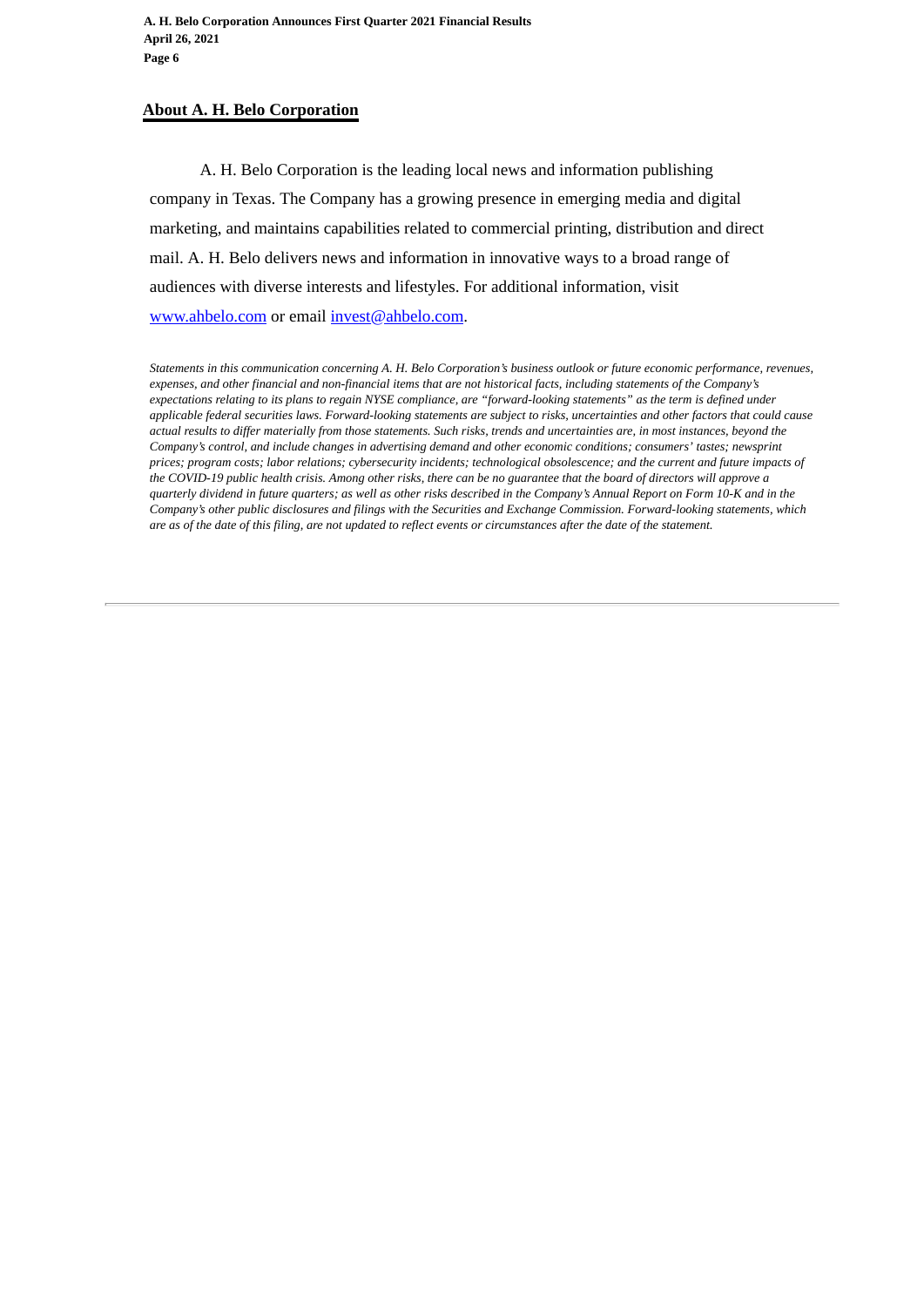## About A. H. Belo Corporation

A. H. Belo Corporation is the leading local news and information publishing company in Texas. The Company has a growing presence in emerging media and digital marketing, and maintains capabilities related to commercial printing, distribution and direct mail. A. H. Belo delivers news and information in innovative ways to a broad range of audiences with diverse interests and lifestyles. For additional information, visit [www.ahbelo.com](http://www.ahbelo.com) or email [invest@ahbelo.com](mailto:invest@ahbelo.com).

*Statements in this communication concerning A. H. Belo Corporation's business outlook or future economic performance, revenues, expenses, and other financial and non-financial items that are not historical facts, including statements of the Company's expectations relating to its plans to regain NYSE compliance, are "forward-looking statements" as the term is defined under applicable federal securities laws. Forward-looking statements are subject to risks, uncertainties and other factors that could cause actual results to differ materially from those statements. Such risks, trends and uncertainties are, in most instances, beyond the Company's control, and include changes in advertising demand and other economic conditions; consumers' tastes; newsprint prices; program costs; labor relations; cybersecurity incidents; technological obsolescence; and the current and future impacts of the COVID-19 public health crisis. Among other risks, there can be no guarantee that the board of directors will approve a quarterly dividend in future quarters; as well as other risks described in the Company's Annual Report on Form 10-K and in the Company's other public disclosures and filings with the Securities and Exchange Commission. Forward-looking statements, which are as of the date of this filing, are not updated to reflect events or circumstances after the date of the statement.*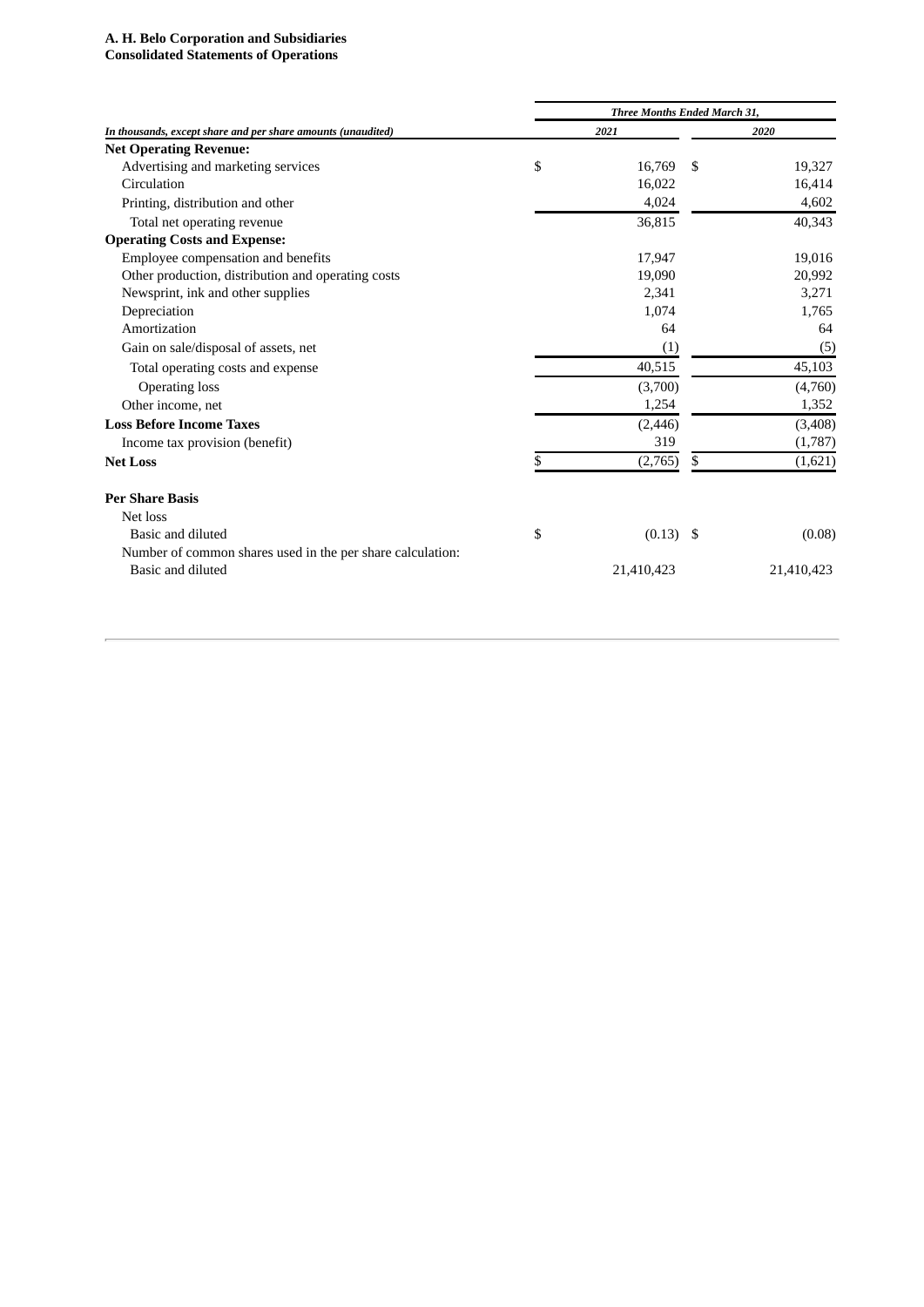**A. H. Belo Corporation and Subsidiaries**
**Consolidated Statements of Operations**

| | Three Months Ended March 31, | |
|---|---|---|
| *In thousands, except share and per share amounts (unaudited)* | *2021* | *2020* |
| **Net Operating Revenue:** | | |
| Advertising and marketing services | $ 16,769 | $ 19,327 |
| Circulation | 16,022 | 16,414 |
| Printing, distribution and other | 4,024 | 4,602 |
| Total net operating revenue | 36,815 | 40,343 |
| **Operating Costs and Expense:** | | |
| Employee compensation and benefits | 17,947 | 19,016 |
| Other production, distribution and operating costs | 19,090 | 20,992 |
| Newsprint, ink and other supplies | 2,341 | 3,271 |
| Depreciation | 1,074 | 1,765 |
| Amortization | 64 | 64 |
| Gain on sale/disposal of assets, net | (1) | (5) |
| Total operating costs and expense | 40,515 | 45,103 |
| Operating loss | (3,700) | (4,760) |
| Other income, net | 1,254 | 1,352 |
| **Loss Before Income Taxes** | (2,446) | (3,408) |
| Income tax provision (benefit) | 319 | (1,787) |
| **Net Loss** | $ (2,765) | $ (1,621) |
| | | |
| **Per Share Basis** | | |
| Net loss | | |
| Basic and diluted | $ (0.13) | $ (0.08) |
| Number of common shares used in the per share calculation: | | |
| Basic and diluted | 21,410,423 | 21,410,423 |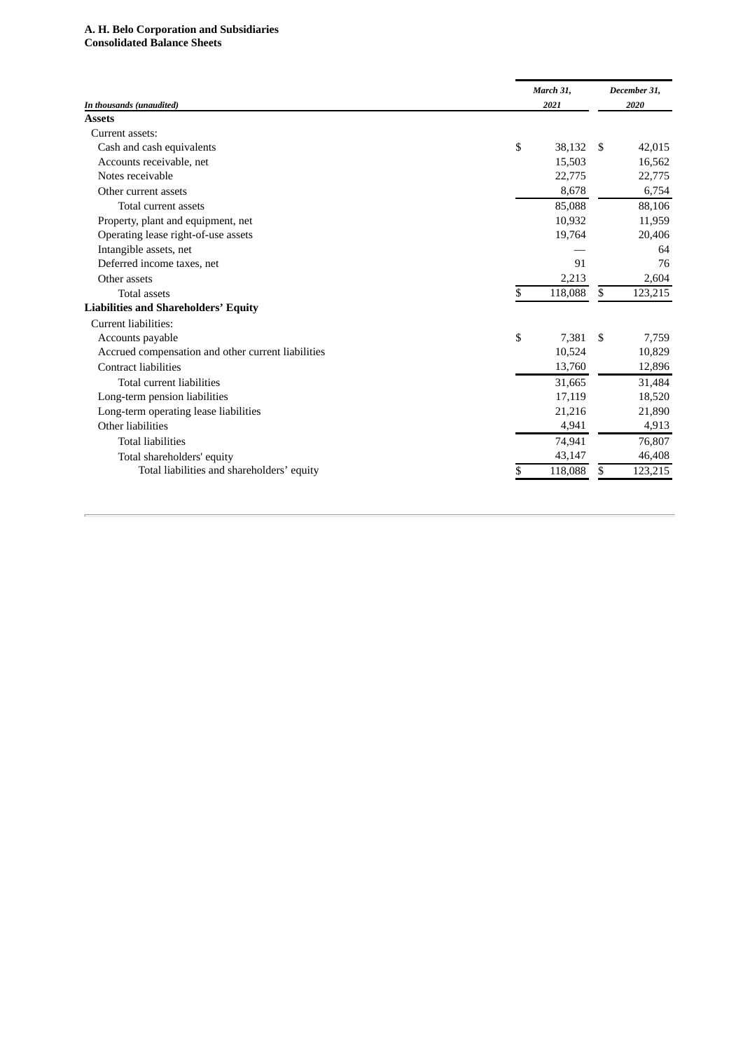**A. H. Belo Corporation and Subsidiaries**
**Consolidated Balance Sheets**

| *In thousands (unaudited)* | *March 31, 2021* | *December 31, 2020* |
|---|---|---|
| **Assets** | | |
| Current assets: | | |
| Cash and cash equivalents | $ 38,132 | $ 42,015 |
| Accounts receivable, net | 15,503 | 16,562 |
| Notes receivable | 22,775 | 22,775 |
| Other current assets | 8,678 | 6,754 |
| Total current assets | 85,088 | 88,106 |
| Property, plant and equipment, net | 10,932 | 11,959 |
| Operating lease right-of-use assets | 19,764 | 20,406 |
| Intangible assets, net | — | 64 |
| Deferred income taxes, net | 91 | 76 |
| Other assets | 2,213 | 2,604 |
| Total assets | $ 118,088 | $ 123,215 |
| **Liabilities and Shareholders' Equity** | | |
| Current liabilities: | | |
| Accounts payable | $ 7,381 | $ 7,759 |
| Accrued compensation and other current liabilities | 10,524 | 10,829 |
| Contract liabilities | 13,760 | 12,896 |
| Total current liabilities | 31,665 | 31,484 |
| Long-term pension liabilities | 17,119 | 18,520 |
| Long-term operating lease liabilities | 21,216 | 21,890 |
| Other liabilities | 4,941 | 4,913 |
| Total liabilities | 74,941 | 76,807 |
| Total shareholders' equity | 43,147 | 46,408 |
| Total liabilities and shareholders' equity | $ 118,088 | $ 123,215 |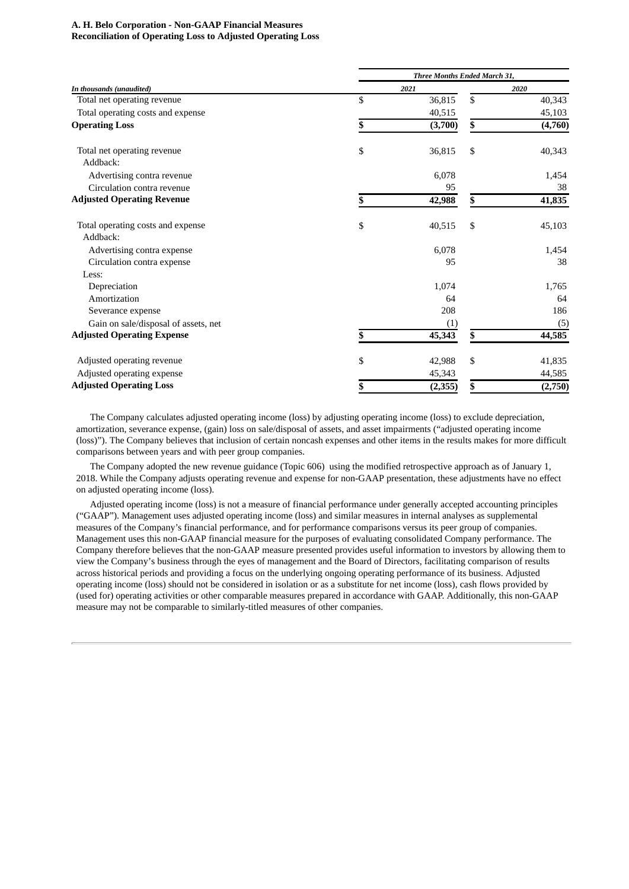**A. H. Belo Corporation - Non-GAAP Financial Measures**
**Reconciliation of Operating Loss to Adjusted Operating Loss**

| *In thousands (unaudited)* | *Three Months Ended March 31,* 2021 | 2020 |
|---|---|---|
| Total net operating revenue | $ 36,815 | $ 40,343 |
| Total operating costs and expense | 40,515 | 45,103 |
| **Operating Loss** | **$ (3,700)** | **$ (4,760)** |
| | | |
| Total net operating revenue | $ 36,815 | $ 40,343 |
| Addback: | | |
| Advertising contra revenue | 6,078 | 1,454 |
| Circulation contra revenue | 95 | 38 |
| **Adjusted Operating Revenue** | **$ 42,988** | **$ 41,835** |
| | | |
| Total operating costs and expense | $ 40,515 | $ 45,103 |
| Addback: | | |
| Advertising contra expense | 6,078 | 1,454 |
| Circulation contra expense | 95 | 38 |
| Less: | | |
| Depreciation | 1,074 | 1,765 |
| Amortization | 64 | 64 |
| Severance expense | 208 | 186 |
| Gain on sale/disposal of assets, net | (1) | (5) |
| **Adjusted Operating Expense** | **$ 45,343** | **$ 44,585** |
| | | |
| Adjusted operating revenue | $ 42,988 | $ 41,835 |
| Adjusted operating expense | 45,343 | 44,585 |
| **Adjusted Operating Loss** | **$ (2,355)** | **$ (2,750)** |

The Company calculates adjusted operating income (loss) by adjusting operating income (loss) to exclude depreciation, amortization, severance expense, (gain) loss on sale/disposal of assets, and asset impairments ("adjusted operating income (loss)"). The Company believes that inclusion of certain noncash expenses and other items in the results makes for more difficult comparisons between years and with peer group companies.

The Company adopted the new revenue guidance (Topic 606) using the modified retrospective approach as of January 1, 2018. While the Company adjusts operating revenue and expense for non-GAAP presentation, these adjustments have no effect on adjusted operating income (loss).

Adjusted operating income (loss) is not a measure of financial performance under generally accepted accounting principles ("GAAP"). Management uses adjusted operating income (loss) and similar measures in internal analyses as supplemental measures of the Company's financial performance, and for performance comparisons versus its peer group of companies. Management uses this non-GAAP financial measure for the purposes of evaluating consolidated Company performance. The Company therefore believes that the non-GAAP measure presented provides useful information to investors by allowing them to view the Company's business through the eyes of management and the Board of Directors, facilitating comparison of results across historical periods and providing a focus on the underlying ongoing operating performance of its business. Adjusted operating income (loss) should not be considered in isolation or as a substitute for net income (loss), cash flows provided by (used for) operating activities or other comparable measures prepared in accordance with GAAP. Additionally, this non-GAAP measure may not be comparable to similarly-titled measures of other companies.